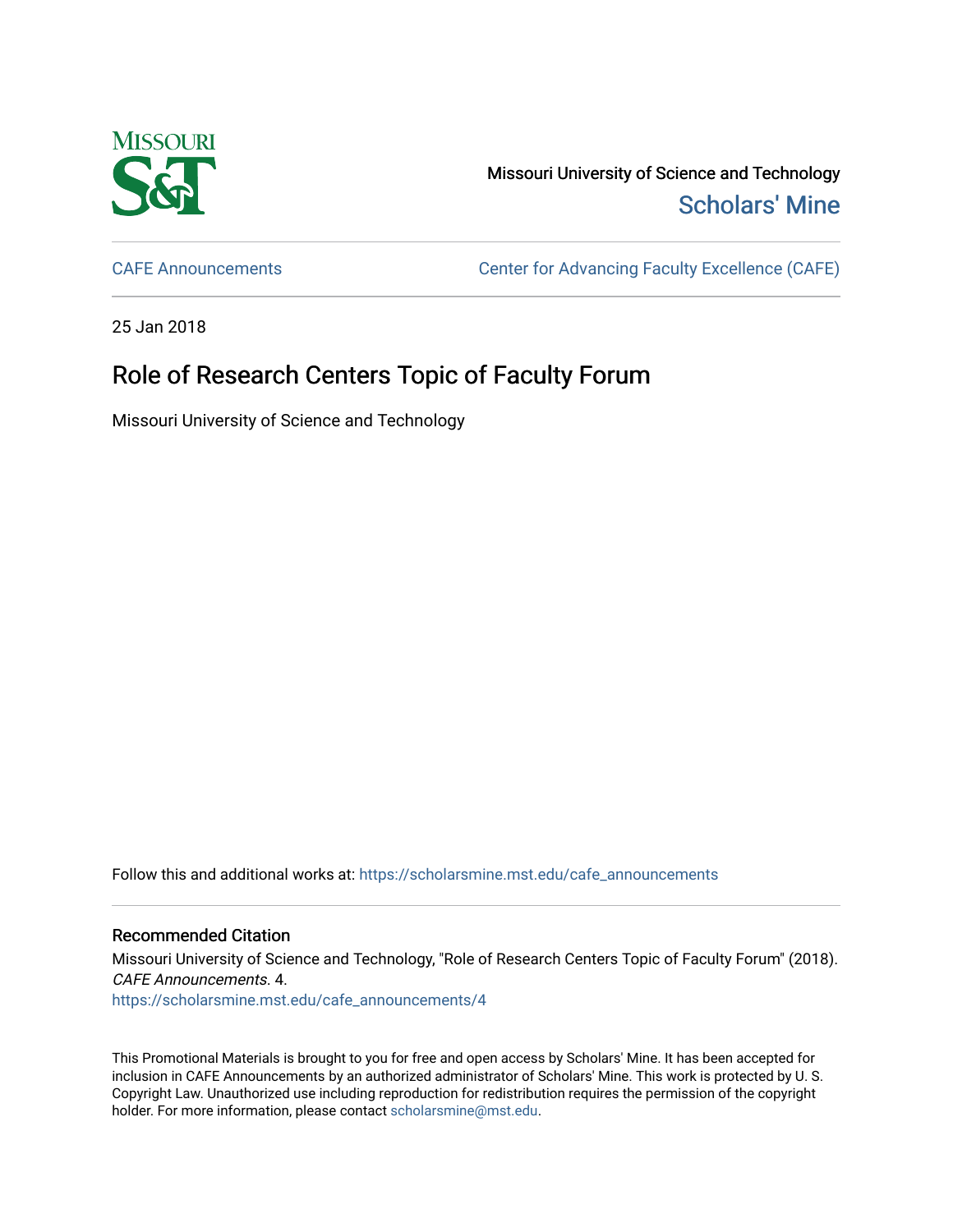Missouri University of Science and Technology

Scholars' Mine

CAFE Announcements

Center for Advancing Faculty Excellence (CAFE)

25 Jan 2018

# Role of Research Centers Topic of Faculty Forum

Missouri University of Science and Technology

Follow this and additional works at: https://scholarsmine.mst.edu/cafe_announcements

## Recommended Citation

Missouri University of Science and Technology, "Role of Research Centers Topic of Faculty Forum" (2018). *CAFE Announcements*. 4.
https://scholarsmine.mst.edu/cafe_announcements/4

This Promotional Materials is brought to you for free and open access by Scholars' Mine. It has been accepted for inclusion in CAFE Announcements by an authorized administrator of Scholars' Mine. This work is protected by U. S. Copyright Law. Unauthorized use including reproduction for redistribution requires the permission of the copyright holder. For more information, please contact scholarsmine@mst.edu.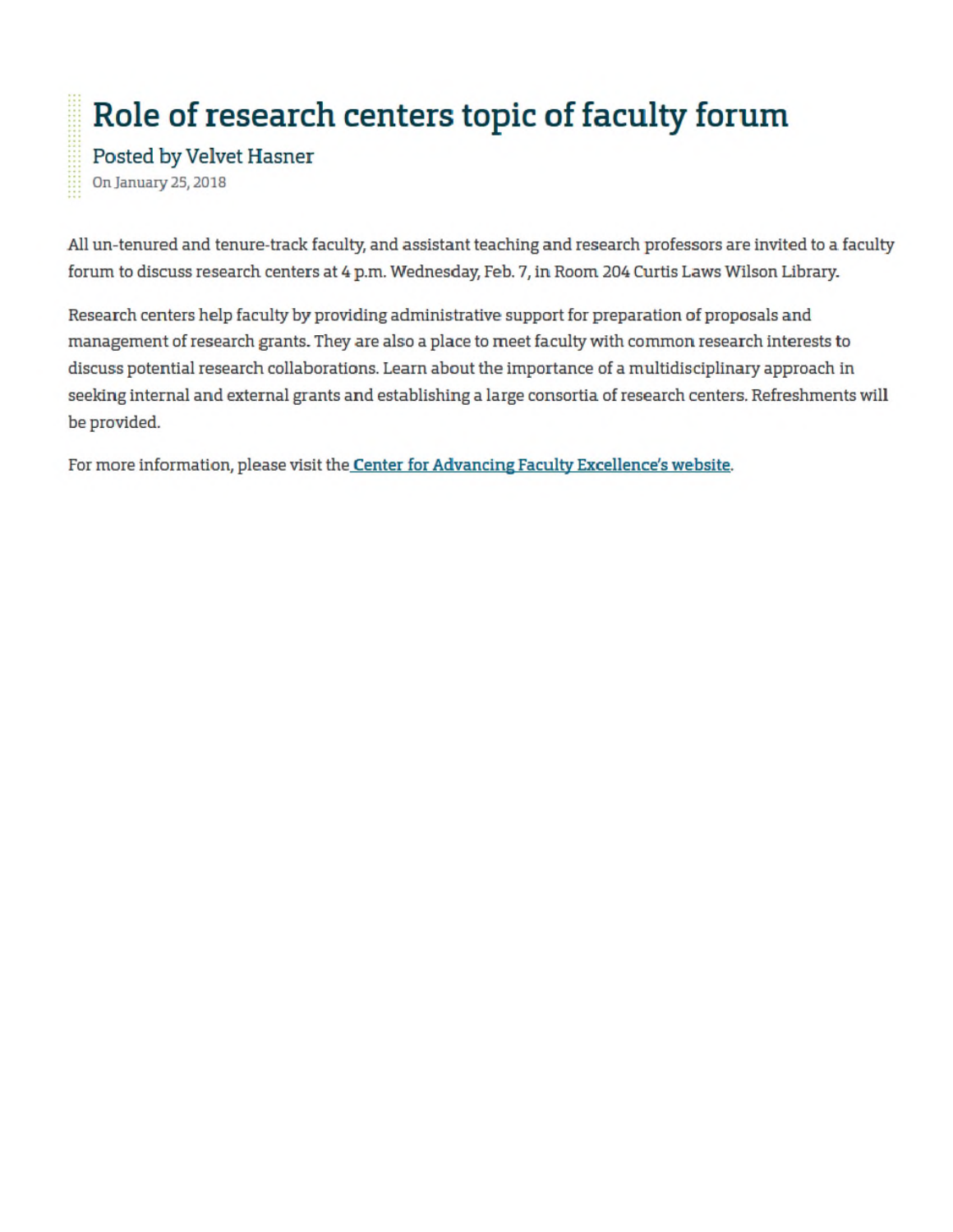# Role of research centers topic of faculty forum

## Posted by Velvet Hasner

On January 25, 2018

All un-tenured and tenure-track faculty, and assistant teaching and research professors are invited to a faculty forum to discuss research centers at 4 p.m. Wednesday, Feb. 7, in Room 204 Curtis Laws Wilson Library.

Research centers help faculty by providing administrative support for preparation of proposals and management of research grants. They are also a place to meet faculty with common research interests to discuss potential research collaborations. Learn about the importance of a multidisciplinary approach in seeking internal and external grants and establishing a large consortia of research centers. Refreshments will be provided.

For more information, please visit the Center for Advancing Faculty Excellence's website.